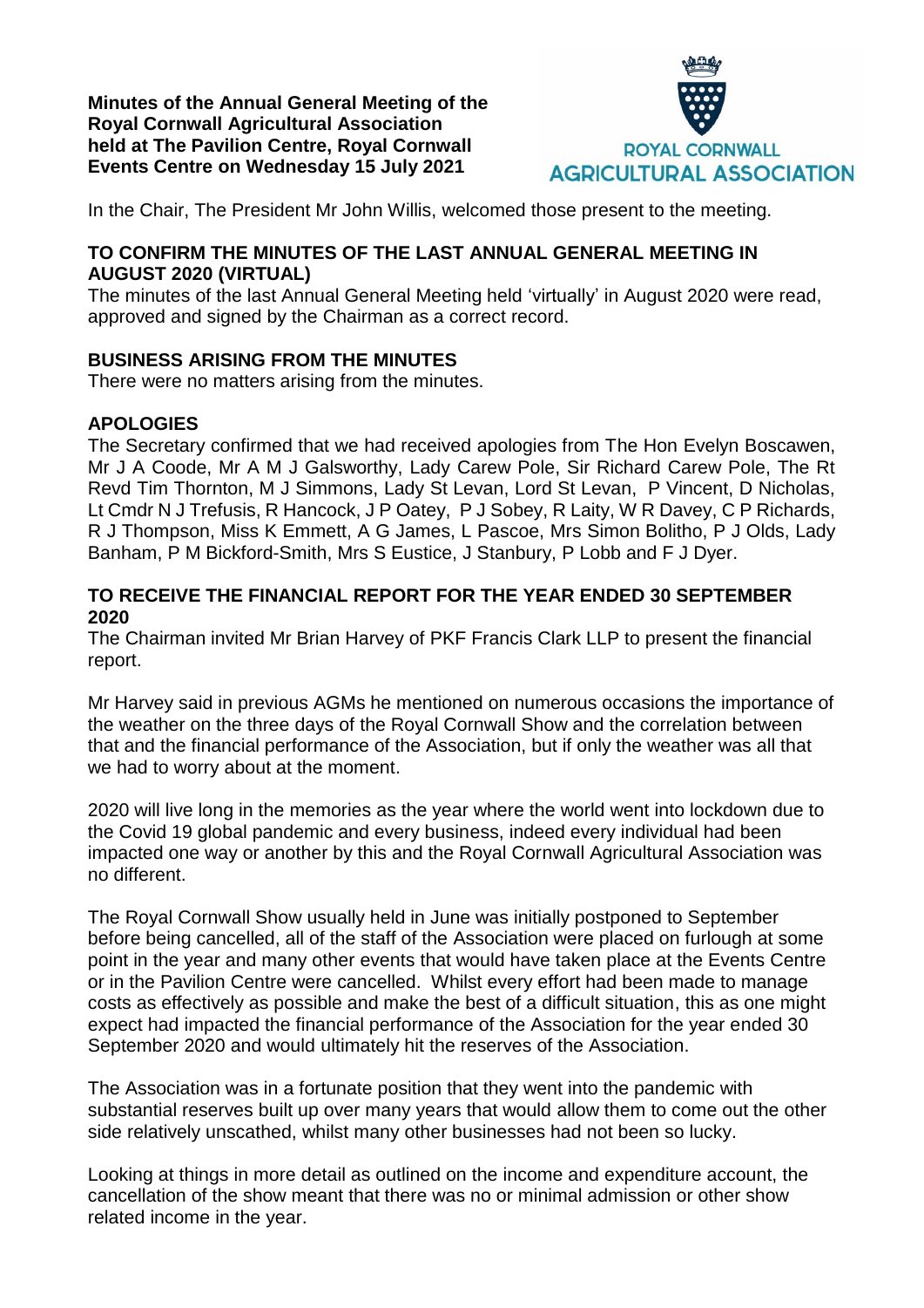**Minutes of the Annual General Meeting of the Royal Cornwall Agricultural Association held at The Pavilion Centre, Royal Cornwall Events Centre on Wednesday 15 July 2021**

ROYAL CORNWALL AGRICULTURAL ASSOCIATION

In the Chair, The President Mr John Willis, welcomed those present to the meeting.

**TO CONFIRM THE MINUTES OF THE LAST ANNUAL GENERAL MEETING IN AUGUST 2020 (VIRTUAL)**

The minutes of the last Annual General Meeting held 'virtually' in August 2020 were read, approved and signed by the Chairman as a correct record.

**BUSINESS ARISING FROM THE MINUTES**

There were no matters arising from the minutes.

**APOLOGIES**

The Secretary confirmed that we had received apologies from The Hon Evelyn Boscawen, Mr J A Coode, Mr A M J Galsworthy, Lady Carew Pole, Sir Richard Carew Pole, The Rt Revd Tim Thornton, M J Simmons, Lady St Levan, Lord St Levan, P Vincent, D Nicholas, Lt Cmdr N J Trefusis, R Hancock, J P Oatey, P J Sobey, R Laity, W R Davey, C P Richards, R J Thompson, Miss K Emmett, A G James, L Pascoe, Mrs Simon Bolitho, P J Olds, Lady Banham, P M Bickford-Smith, Mrs S Eustice, J Stanbury, P Lobb and F J Dyer.

**TO RECEIVE THE FINANCIAL REPORT FOR THE YEAR ENDED 30 SEPTEMBER 2020**

The Chairman invited Mr Brian Harvey of PKF Francis Clark LLP to present the financial report.

Mr Harvey said in previous AGMs he mentioned on numerous occasions the importance of the weather on the three days of the Royal Cornwall Show and the correlation between that and the financial performance of the Association, but if only the weather was all that we had to worry about at the moment.

2020 will live long in the memories as the year where the world went into lockdown due to the Covid 19 global pandemic and every business, indeed every individual had been impacted one way or another by this and the Royal Cornwall Agricultural Association was no different.

The Royal Cornwall Show usually held in June was initially postponed to September before being cancelled, all of the staff of the Association were placed on furlough at some point in the year and many other events that would have taken place at the Events Centre or in the Pavilion Centre were cancelled. Whilst every effort had been made to manage costs as effectively as possible and make the best of a difficult situation, this as one might expect had impacted the financial performance of the Association for the year ended 30 September 2020 and would ultimately hit the reserves of the Association.

The Association was in a fortunate position that they went into the pandemic with substantial reserves built up over many years that would allow them to come out the other side relatively unscathed, whilst many other businesses had not been so lucky.

Looking at things in more detail as outlined on the income and expenditure account, the cancellation of the show meant that there was no or minimal admission or other show related income in the year.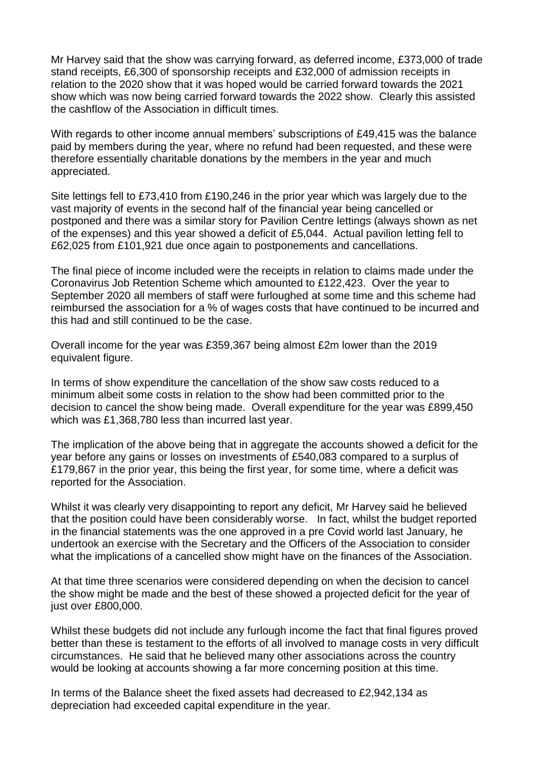Mr Harvey said that the show was carrying forward, as deferred income, £373,000 of trade stand receipts, £6,300 of sponsorship receipts and £32,000 of admission receipts in relation to the 2020 show that it was hoped would be carried forward towards the 2021 show which was now being carried forward towards the 2022 show. Clearly this assisted the cashflow of the Association in difficult times.

With regards to other income annual members' subscriptions of £49,415 was the balance paid by members during the year, where no refund had been requested, and these were therefore essentially charitable donations by the members in the year and much appreciated.

Site lettings fell to £73,410 from £190,246 in the prior year which was largely due to the vast majority of events in the second half of the financial year being cancelled or postponed and there was a similar story for Pavilion Centre lettings (always shown as net of the expenses) and this year showed a deficit of £5,044. Actual pavilion letting fell to £62,025 from £101,921 due once again to postponements and cancellations.

The final piece of income included were the receipts in relation to claims made under the Coronavirus Job Retention Scheme which amounted to £122,423. Over the year to September 2020 all members of staff were furloughed at some time and this scheme had reimbursed the association for a % of wages costs that have continued to be incurred and this had and still continued to be the case.

Overall income for the year was £359,367 being almost £2m lower than the 2019 equivalent figure.

In terms of show expenditure the cancellation of the show saw costs reduced to a minimum albeit some costs in relation to the show had been committed prior to the decision to cancel the show being made. Overall expenditure for the year was £899,450 which was £1,368,780 less than incurred last year.

The implication of the above being that in aggregate the accounts showed a deficit for the year before any gains or losses on investments of £540,083 compared to a surplus of £179,867 in the prior year, this being the first year, for some time, where a deficit was reported for the Association.

Whilst it was clearly very disappointing to report any deficit, Mr Harvey said he believed that the position could have been considerably worse. In fact, whilst the budget reported in the financial statements was the one approved in a pre Covid world last January, he undertook an exercise with the Secretary and the Officers of the Association to consider what the implications of a cancelled show might have on the finances of the Association.

At that time three scenarios were considered depending on when the decision to cancel the show might be made and the best of these showed a projected deficit for the year of just over £800,000.

Whilst these budgets did not include any furlough income the fact that final figures proved better than these is testament to the efforts of all involved to manage costs in very difficult circumstances. He said that he believed many other associations across the country would be looking at accounts showing a far more concerning position at this time.

In terms of the Balance sheet the fixed assets had decreased to £2,942,134 as depreciation had exceeded capital expenditure in the year.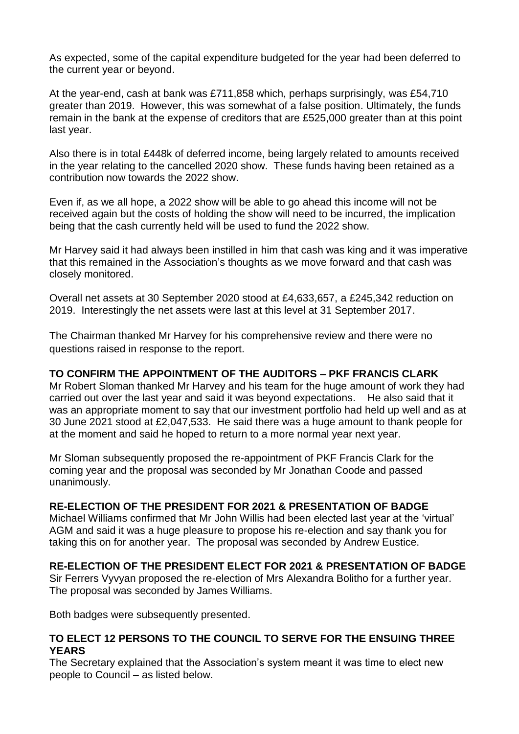As expected, some of the capital expenditure budgeted for the year had been deferred to the current year or beyond.

At the year-end, cash at bank was £711,858 which, perhaps surprisingly, was £54,710 greater than 2019. However, this was somewhat of a false position. Ultimately, the funds remain in the bank at the expense of creditors that are £525,000 greater than at this point last year.

Also there is in total £448k of deferred income, being largely related to amounts received in the year relating to the cancelled 2020 show. These funds having been retained as a contribution now towards the 2022 show.

Even if, as we all hope, a 2022 show will be able to go ahead this income will not be received again but the costs of holding the show will need to be incurred, the implication being that the cash currently held will be used to fund the 2022 show.

Mr Harvey said it had always been instilled in him that cash was king and it was imperative that this remained in the Association's thoughts as we move forward and that cash was closely monitored.

Overall net assets at 30 September 2020 stood at £4,633,657, a £245,342 reduction on 2019. Interestingly the net assets were last at this level at 31 September 2017.

The Chairman thanked Mr Harvey for his comprehensive review and there were no questions raised in response to the report.

**TO CONFIRM THE APPOINTMENT OF THE AUDITORS – PKF FRANCIS CLARK**

Mr Robert Sloman thanked Mr Harvey and his team for the huge amount of work they had carried out over the last year and said it was beyond expectations. He also said that it was an appropriate moment to say that our investment portfolio had held up well and as at 30 June 2021 stood at £2,047,533. He said there was a huge amount to thank people for at the moment and said he hoped to return to a more normal year next year.

Mr Sloman subsequently proposed the re-appointment of PKF Francis Clark for the coming year and the proposal was seconded by Mr Jonathan Coode and passed unanimously.

**RE-ELECTION OF THE PRESIDENT FOR 2021 & PRESENTATION OF BADGE**

Michael Williams confirmed that Mr John Willis had been elected last year at the 'virtual' AGM and said it was a huge pleasure to propose his re-election and say thank you for taking this on for another year. The proposal was seconded by Andrew Eustice.

**RE-ELECTION OF THE PRESIDENT ELECT FOR 2021 & PRESENTATION OF BADGE**

Sir Ferrers Vyvyan proposed the re-election of Mrs Alexandra Bolitho for a further year. The proposal was seconded by James Williams.

Both badges were subsequently presented.

**TO ELECT 12 PERSONS TO THE COUNCIL TO SERVE FOR THE ENSUING THREE YEARS**

The Secretary explained that the Association's system meant it was time to elect new people to Council – as listed below.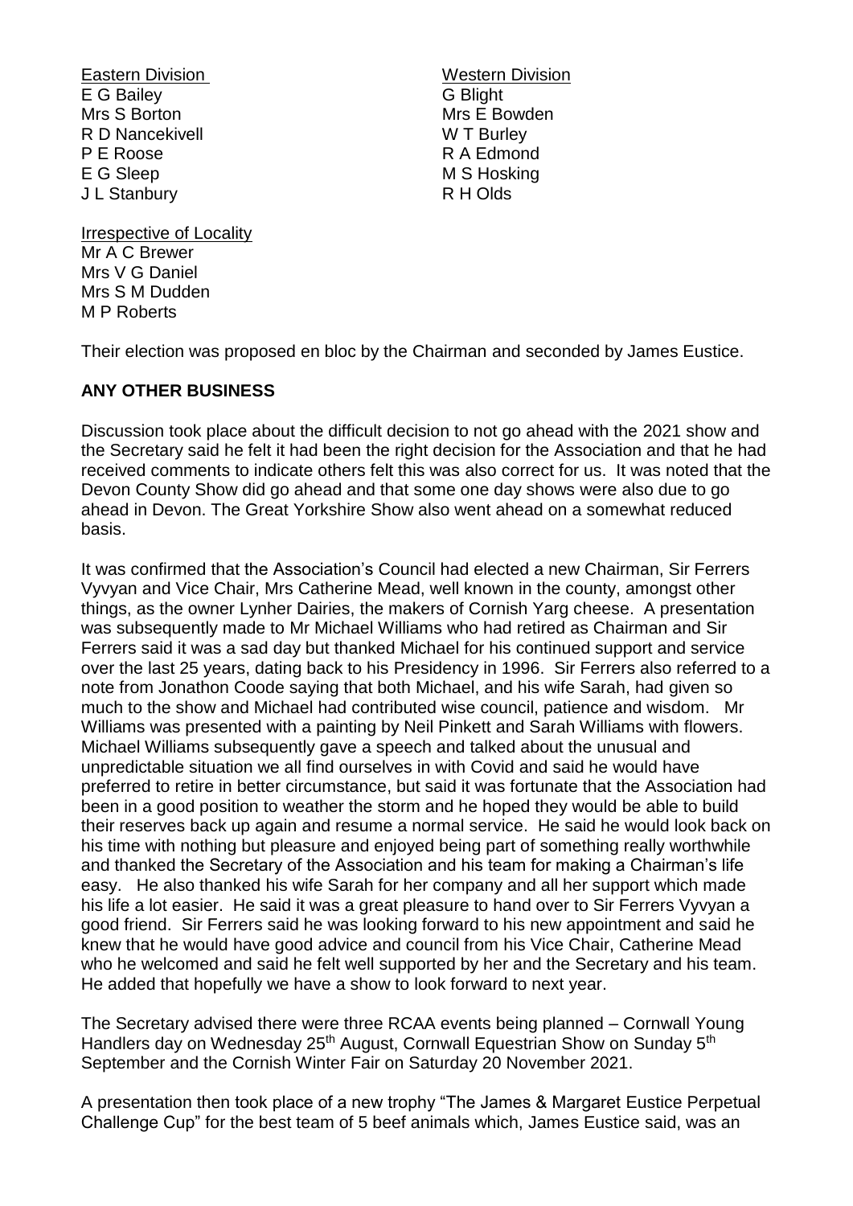Eastern Division
E G Bailey
Mrs S Borton
R D Nancekivell
P E Roose
E G Sleep
J L Stanbury

Western Division
G Blight
Mrs E Bowden
W T Burley
R A Edmond
M S Hosking
R H Olds

Irrespective of Locality
Mr A C Brewer
Mrs V G Daniel
Mrs S M Dudden
M P Roberts

Their election was proposed en bloc by the Chairman and seconded by James Eustice.

**ANY OTHER BUSINESS**

Discussion took place about the difficult decision to not go ahead with the 2021 show and the Secretary said he felt it had been the right decision for the Association and that he had received comments to indicate others felt this was also correct for us. It was noted that the Devon County Show did go ahead and that some one day shows were also due to go ahead in Devon. The Great Yorkshire Show also went ahead on a somewhat reduced basis.

It was confirmed that the Association's Council had elected a new Chairman, Sir Ferrers Vyvyan and Vice Chair, Mrs Catherine Mead, well known in the county, amongst other things, as the owner Lynher Dairies, the makers of Cornish Yarg cheese. A presentation was subsequently made to Mr Michael Williams who had retired as Chairman and Sir Ferrers said it was a sad day but thanked Michael for his continued support and service over the last 25 years, dating back to his Presidency in 1996. Sir Ferrers also referred to a note from Jonathon Coode saying that both Michael, and his wife Sarah, had given so much to the show and Michael had contributed wise council, patience and wisdom. Mr Williams was presented with a painting by Neil Pinkett and Sarah Williams with flowers. Michael Williams subsequently gave a speech and talked about the unusual and unpredictable situation we all find ourselves in with Covid and said he would have preferred to retire in better circumstance, but said it was fortunate that the Association had been in a good position to weather the storm and he hoped they would be able to build their reserves back up again and resume a normal service. He said he would look back on his time with nothing but pleasure and enjoyed being part of something really worthwhile and thanked the Secretary of the Association and his team for making a Chairman's life easy. He also thanked his wife Sarah for her company and all her support which made his life a lot easier. He said it was a great pleasure to hand over to Sir Ferrers Vyvyan a good friend. Sir Ferrers said he was looking forward to his new appointment and said he knew that he would have good advice and council from his Vice Chair, Catherine Mead who he welcomed and said he felt well supported by her and the Secretary and his team. He added that hopefully we have a show to look forward to next year.

The Secretary advised there were three RCAA events being planned – Cornwall Young Handlers day on Wednesday 25th August, Cornwall Equestrian Show on Sunday 5th September and the Cornish Winter Fair on Saturday 20 November 2021.

A presentation then took place of a new trophy "The James & Margaret Eustice Perpetual Challenge Cup" for the best team of 5 beef animals which, James Eustice said, was an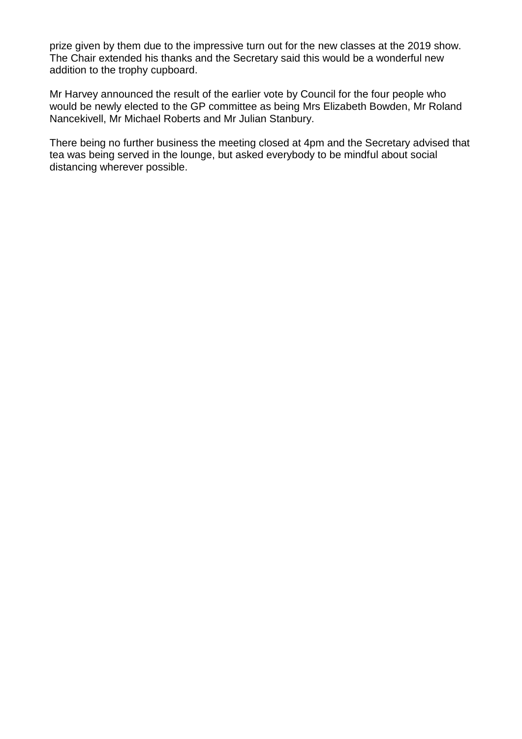prize given by them due to the impressive turn out for the new classes at the 2019 show. The Chair extended his thanks and the Secretary said this would be a wonderful new addition to the trophy cupboard.

Mr Harvey announced the result of the earlier vote by Council for the four people who would be newly elected to the GP committee as being Mrs Elizabeth Bowden, Mr Roland Nancekivell, Mr Michael Roberts and Mr Julian Stanbury.

There being no further business the meeting closed at 4pm and the Secretary advised that tea was being served in the lounge, but asked everybody to be mindful about social distancing wherever possible.